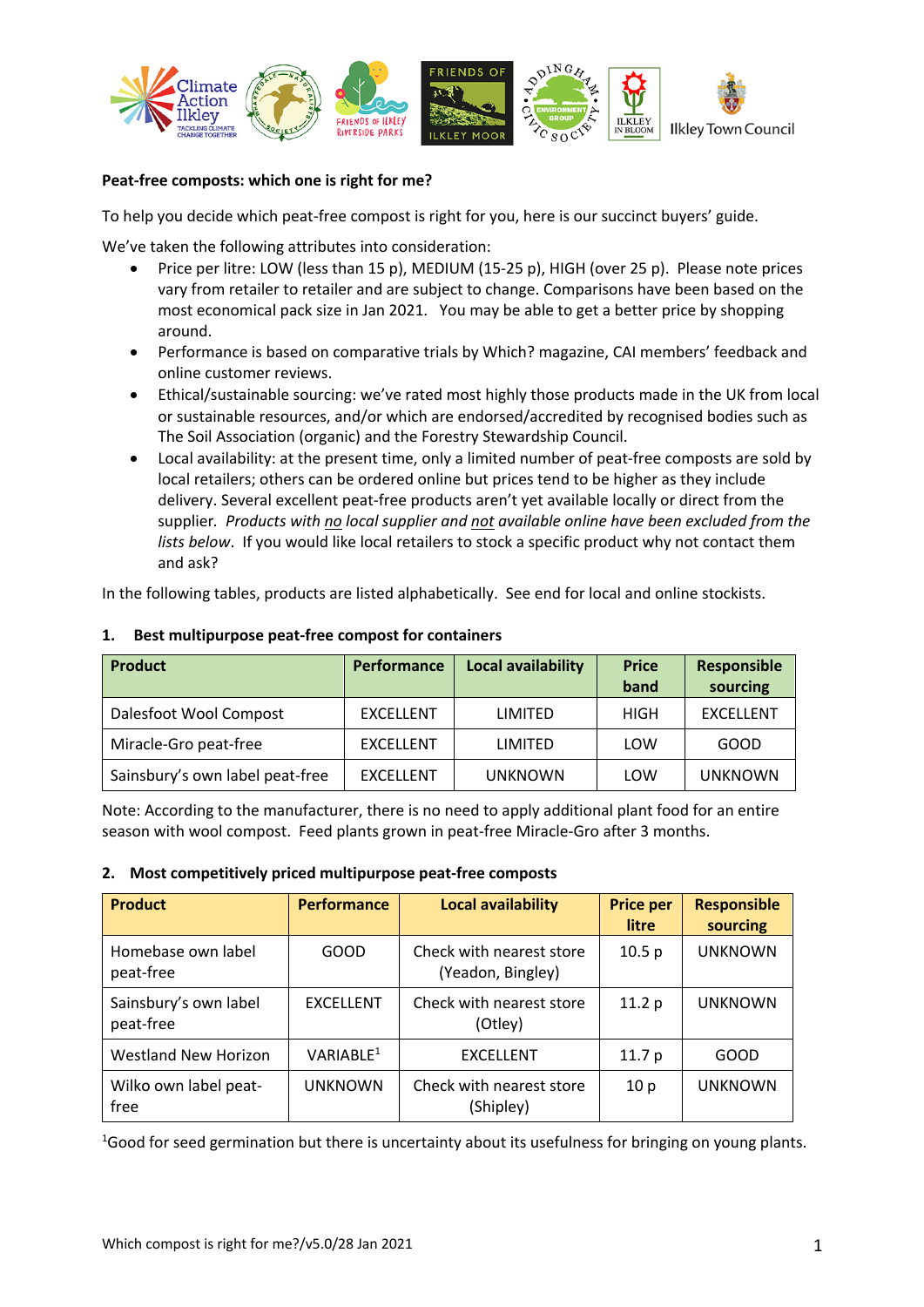**Peat-free composts: which one is right for me?**

To help you decide which peat-free compost is right for you, here is our succinct buyers' guide.

We've taken the following attributes into consideration:

- Price per litre: LOW (less than 15 p), MEDIUM (15-25 p), HIGH (over 25 p). Please note prices vary from retailer to retailer and are subject to change. Comparisons have been based on the most economical pack size in Jan 2021. You may be able to get a better price by shopping around.
- Performance is based on comparative trials by Which? magazine, CAI members' feedback and online customer reviews.
- Ethical/sustainable sourcing: we've rated most highly those products made in the UK from local or sustainable resources, and/or which are endorsed/accredited by recognised bodies such as The Soil Association (organic) and the Forestry Stewardship Council.
- Local availability: at the present time, only a limited number of peat-free composts are sold by local retailers; others can be ordered online but prices tend to be higher as they include delivery. Several excellent peat-free products aren't yet available locally or direct from the supplier. *Products with no local supplier and not available online have been excluded from the lists below*. If you would like local retailers to stock a specific product why not contact them and ask?

In the following tables, products are listed alphabetically. See end for local and online stockists.

**1. Best multipurpose peat-free compost for containers**

| Product | Performance | Local availability | Price band | Responsible sourcing |
|---|---|---|---|---|
| Dalesfoot Wool Compost | EXCELLENT | LIMITED | HIGH | EXCELLENT |
| Miracle-Gro peat-free | EXCELLENT | LIMITED | LOW | GOOD |
| Sainsbury's own label peat-free | EXCELLENT | UNKNOWN | LOW | UNKNOWN |

Note: According to the manufacturer, there is no need to apply additional plant food for an entire season with wool compost. Feed plants grown in peat-free Miracle-Gro after 3 months.

**2. Most competitively priced multipurpose peat-free composts**

| Product | Performance | Local availability | Price per litre | Responsible sourcing |
|---|---|---|---|---|
| Homebase own label peat-free | GOOD | Check with nearest store (Yeadon, Bingley) | 10.5 p | UNKNOWN |
| Sainsbury's own label peat-free | EXCELLENT | Check with nearest store (Otley) | 11.2 p | UNKNOWN |
| Westland New Horizon | VARIABLE[1] | EXCELLENT | 11.7 p | GOOD |
| Wilko own label peat-free | UNKNOWN | Check with nearest store (Shipley) | 10 p | UNKNOWN |

[1]Good for seed germination but there is uncertainty about its usefulness for bringing on young plants.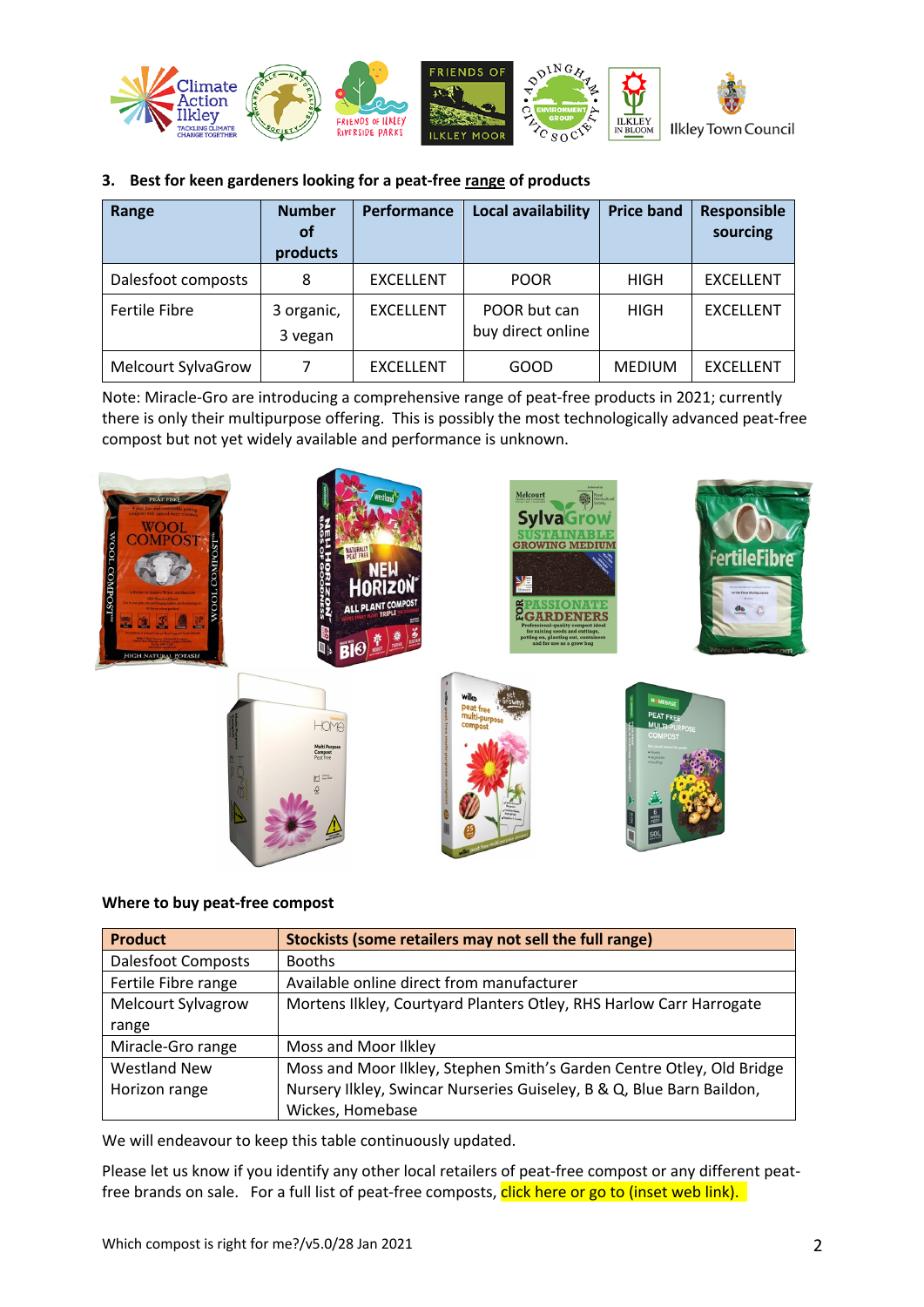### 3. Best for keen gardeners looking for a peat-free <u>range</u> of products

| Range | Number of products | Performance | Local availability | Price band | Responsible sourcing |
|---|---|---|---|---|---|
| Dalesfoot composts | 8 | EXCELLENT | POOR | HIGH | EXCELLENT |
| Fertile Fibre | 3 organic, 3 vegan | EXCELLENT | POOR but can buy direct online | HIGH | EXCELLENT |
| Melcourt SylvaGrow | 7 | EXCELLENT | GOOD | MEDIUM | EXCELLENT |

Note: Miracle-Gro are introducing a comprehensive range of peat-free products in 2021; currently there is only their multipurpose offering. This is possibly the most technologically advanced peat-free compost but not yet widely available and performance is unknown.

**Where to buy peat-free compost**

| Product | Stockists (some retailers may not sell the full range) |
|---|---|
| Dalesfoot Composts | Booths |
| Fertile Fibre range | Available online direct from manufacturer |
| Melcourt Sylvagrow range | Mortens Ilkley, Courtyard Planters Otley, RHS Harlow Carr Harrogate |
| Miracle-Gro range | Moss and Moor Ilkley |
| Westland New Horizon range | Moss and Moor Ilkley, Stephen Smith's Garden Centre Otley, Old Bridge Nursery Ilkley, Swincar Nurseries Guiseley, B & Q, Blue Barn Baildon, Wickes, Homebase |

We will endeavour to keep this table continuously updated.

Please let us know if you identify any other local retailers of peat-free compost or any different peat-free brands on sale. For a full list of peat-free composts, click here or go to (inset web link).

Which compost is right for me?/v5.0/28 Jan 2021